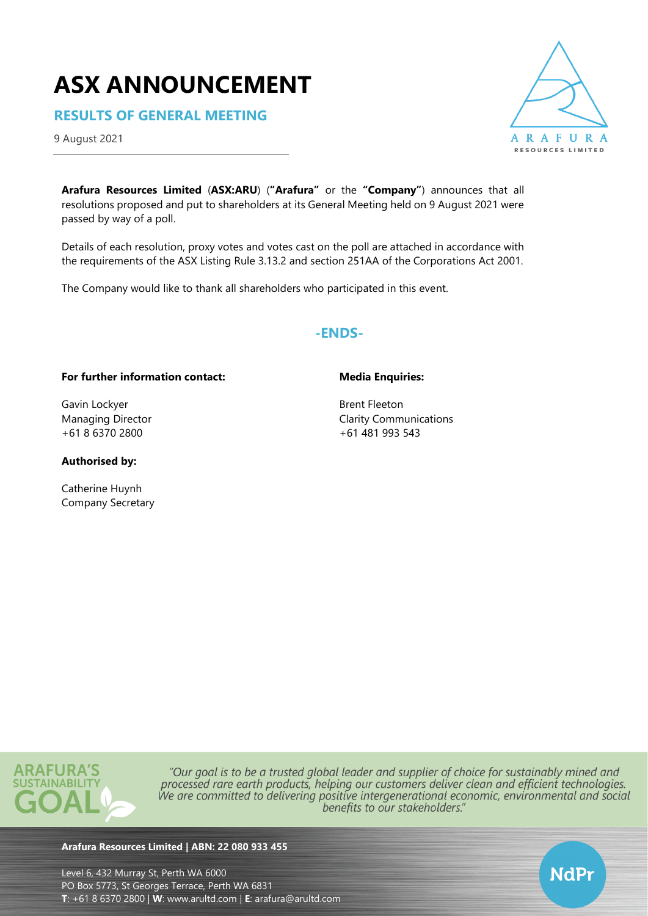# ASX ANNOUNCEMENT

## RESULTS OF GENERAL MEETING

9 August 2021

**Arafura Resources Limited** (**ASX:ARU**) (**"Arafura"** or the **"Company"**) announces that all resolutions proposed and put to shareholders at its General Meeting held on 9 August 2021 were passed by way of a poll.

Details of each resolution, proxy votes and votes cast on the poll are attached in accordance with the requirements of the ASX Listing Rule 3.13.2 and section 251AA of the Corporations Act 2001.

The Company would like to thank all shareholders who participated in this event.

**-ENDS-**

**For further information contact:**

Gavin Lockyer
Managing Director
+61 8 6370 2800

**Media Enquiries:**

Brent Fleeton
Clarity Communications
+61 481 993 543

**Authorised by:**

Catherine Huynh
Company Secretary

ARAFURA'S SUSTAINABILITY GOAL

*"Our goal is to be a trusted global leader and supplier of choice for sustainably mined and processed rare earth products, helping our customers deliver clean and efficient technologies. We are committed to delivering positive intergenerational economic, environmental and social benefits to our stakeholders."*

**Arafura Resources Limited | ABN: 22 080 933 455**

Level 6, 432 Murray St, Perth WA 6000
PO Box 5773, St Georges Terrace, Perth WA 6831
**T**: +61 8 6370 2800 | **W**: www.arultd.com | **E**: arafura@arultd.com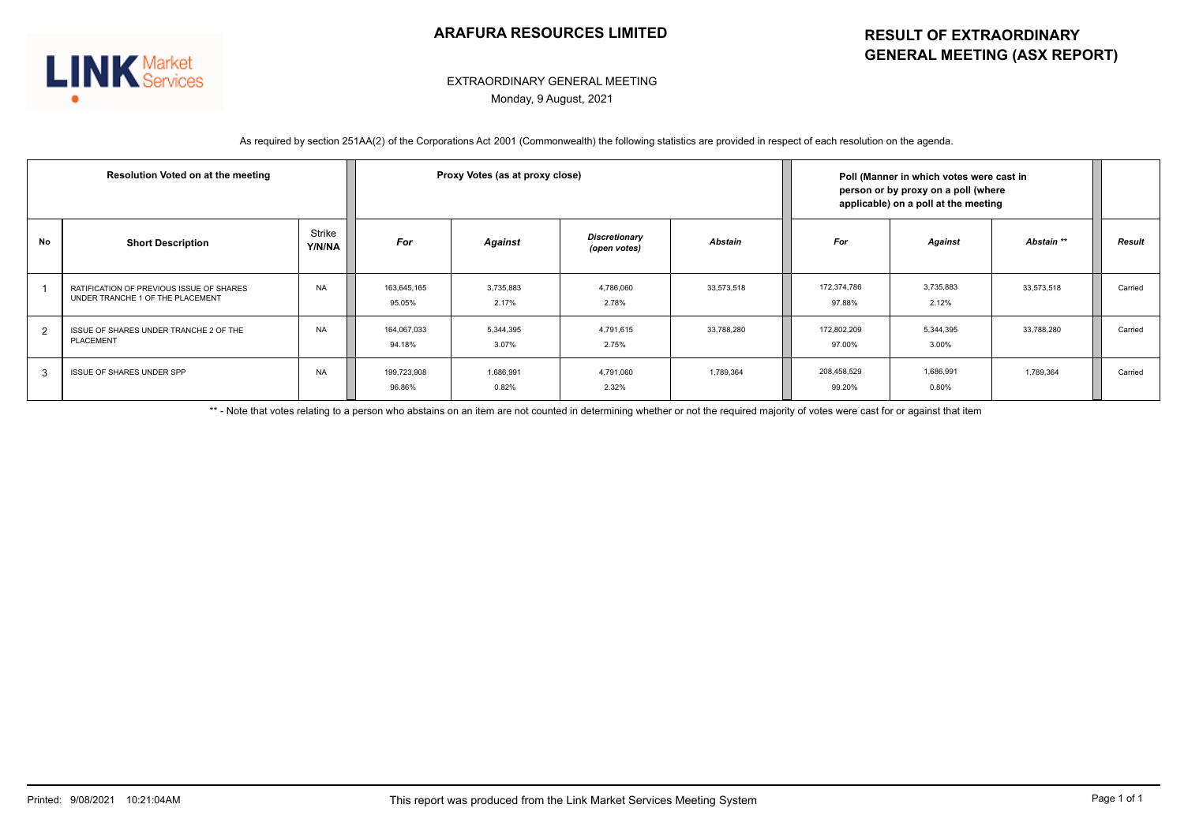# ARAFURA RESOURCES LIMITED

## RESULT OF EXTRAORDINARY GENERAL MEETING (ASX REPORT)

EXTRAORDINARY GENERAL MEETING
Monday, 9 August, 2021

As required by section 251AA(2) of the Corporations Act 2001 (Commonwealth) the following statistics are provided in respect of each resolution on the agenda.

| Resolution Voted on at the meeting | | | Proxy Votes (as at proxy close) | | | | Poll (Manner in which votes were cast in person or by proxy on a poll (where applicable) on a poll at the meeting | | | |
|---|---|---|---|---|---|---|---|---|---|---|
| **No** | **Short Description** | **Strike Y/N/NA** | ***For*** | ***Against*** | ***Discretionary (open votes)*** | ***Abstain*** | ***For*** | ***Against*** | ***Abstain \*\**** | ***Result*** |
| 1 | RATIFICATION OF PREVIOUS ISSUE OF SHARES UNDER TRANCHE 1 OF THE PLACEMENT | NA | 163,645,165 95.05% | 3,735,883 2.17% | 4,786,060 2.78% | 33,573,518 | 172,374,786 97.88% | 3,735,883 2.12% | 33,573,518 | Carried |
| 2 | ISSUE OF SHARES UNDER TRANCHE 2 OF THE PLACEMENT | NA | 164,067,033 94.18% | 5,344,395 3.07% | 4,791,615 2.75% | 33,788,280 | 172,802,209 97.00% | 5,344,395 3.00% | 33,788,280 | Carried |
| 3 | ISSUE OF SHARES UNDER SPP | NA | 199,723,908 96.86% | 1,686,991 0.82% | 4,791,060 2.32% | 1,789,364 | 208,458,529 99.20% | 1,686,991 0.80% | 1,789,364 | Carried |

** - Note that votes relating to a person who abstains on an item are not counted in determining whether or not the required majority of votes were cast for or against that item

Printed: 9/08/2021 10:21:04AM

This report was produced from the Link Market Services Meeting System